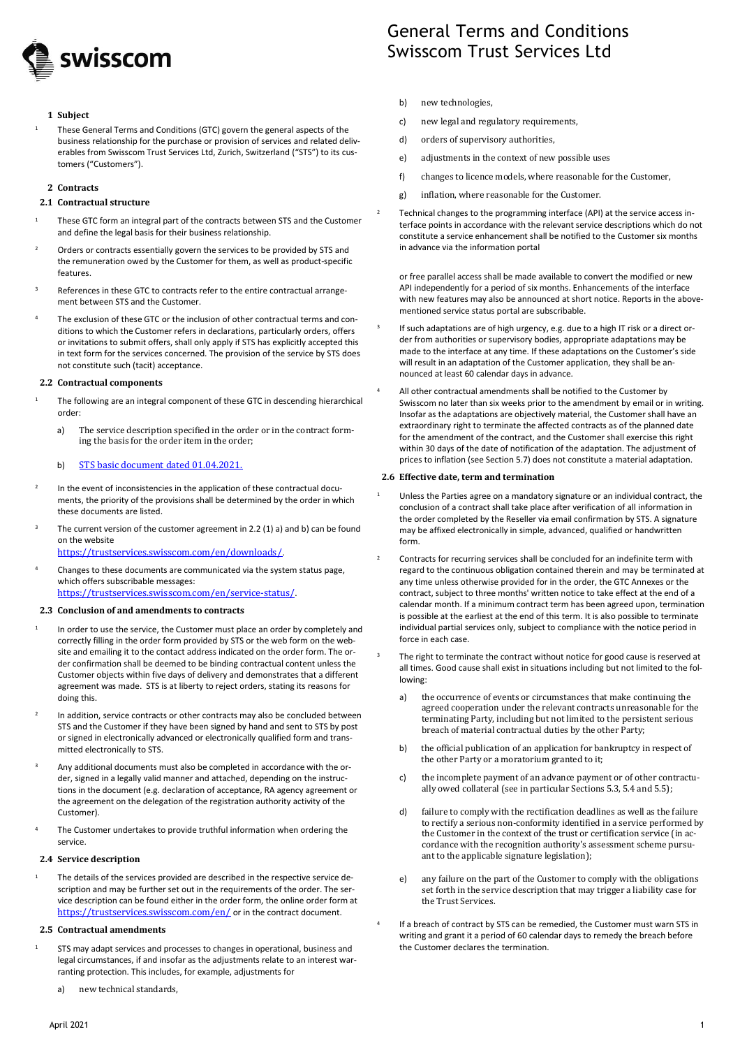# General Terms and Conditions Swisscom Trust Services Ltd

## 1 Subject

[1] These General Terms and Conditions (GTC) govern the general aspects of the business relationship for the purchase or provision of services and related deliverables from Swisscom Trust Services Ltd, Zurich, Switzerland ("STS") to its customers ("Customers").

## 2 Contracts

### 2.1 Contractual structure

[1] These GTC form an integral part of the contracts between STS and the Customer and define the legal basis for their business relationship.

[2] Orders or contracts essentially govern the services to be provided by STS and the remuneration owed by the Customer for them, as well as product-specific features.

[3] References in these GTC to contracts refer to the entire contractual arrangement between STS and the Customer.

[4] The exclusion of these GTC or the inclusion of other contractual terms and conditions to which the Customer refers in declarations, particularly orders, offers or invitations to submit offers, shall only apply if STS has explicitly accepted this in text form for the services concerned. The provision of the service by STS does not constitute such (tacit) acceptance.

### 2.2 Contractual components

[1] The following are an integral component of these GTC in descending hierarchical order:

a) The service description specified in the order or in the contract forming the basis for the order item in the order;

b) STS basic document dated 01.04.2021.

[2] In the event of inconsistencies in the application of these contractual documents, the priority of the provisions shall be determined by the order in which these documents are listed.

[3] The current version of the customer agreement in 2.2 (1) a) and b) can be found on the website https://trustservices.swisscom.com/en/downloads/.

[4] Changes to these documents are communicated via the system status page, which offers subscribable messages: https://trustservices.swisscom.com/en/service-status/.

### 2.3 Conclusion of and amendments to contracts

[1] In order to use the service, the Customer must place an order by completely and correctly filling in the order form provided by STS or the web form on the website and emailing it to the contact address indicated on the order form. The order confirmation shall be deemed to be binding contractual content unless the Customer objects within five days of delivery and demonstrates that a different agreement was made. STS is at liberty to reject orders, stating its reasons for doing this.

[2] In addition, service contracts or other contracts may also be concluded between STS and the Customer if they have been signed by hand and sent to STS by post or signed in electronically advanced or electronically qualified form and transmitted electronically to STS.

[3] Any additional documents must also be completed in accordance with the order, signed in a legally valid manner and attached, depending on the instructions in the document (e.g. declaration of acceptance, RA agency agreement or the agreement on the delegation of the registration authority activity of the Customer).

[4] The Customer undertakes to provide truthful information when ordering the service.

### 2.4 Service description

[1] The details of the services provided are described in the respective service description and may be further set out in the requirements of the order. The service description can be found either in the order form, the online order form at https://trustservices.swisscom.com/en/ or in the contract document.

### 2.5 Contractual amendments

[1] STS may adapt services and processes to changes in operational, business and legal circumstances, if and insofar as the adjustments relate to an interest warranting protection. This includes, for example, adjustments for

a) new technical standards,

b) new technologies,

c) new legal and regulatory requirements,

d) orders of supervisory authorities,

e) adjustments in the context of new possible uses

f) changes to licence models, where reasonable for the Customer,

g) inflation, where reasonable for the Customer.

[2] Technical changes to the programming interface (API) at the service access interface points in accordance with the relevant service descriptions which do not constitute a service enhancement shall be notified to the Customer six months in advance via the information portal

or free parallel access shall be made available to convert the modified or new API independently for a period of six months. Enhancements of the interface with new features may also be announced at short notice. Reports in the above-mentioned service status portal are subscribable.

[3] If such adaptations are of high urgency, e.g. due to a high IT risk or a direct order from authorities or supervisory bodies, appropriate adaptations may be made to the interface at any time. If these adaptations on the Customer's side will result in an adaptation of the Customer application, they shall be announced at least 60 calendar days in advance.

[4] All other contractual amendments shall be notified to the Customer by Swisscom no later than six weeks prior to the amendment by email or in writing. Insofar as the adaptations are objectively material, the Customer shall have an extraordinary right to terminate the affected contracts as of the planned date for the amendment of the contract, and the Customer shall exercise this right within 30 days of the date of notification of the adaptation. The adjustment of prices to inflation (see Section 5.7) does not constitute a material adaptation.

### 2.6 Effective date, term and termination

[1] Unless the Parties agree on a mandatory signature or an individual contract, the conclusion of a contract shall take place after verification of all information in the order completed by the Reseller via email confirmation by STS. A signature may be affixed electronically in simple, advanced, qualified or handwritten form.

[2] Contracts for recurring services shall be concluded for an indefinite term with regard to the continuous obligation contained therein and may be terminated at any time unless otherwise provided for in the order, the GTC Annexes or the contract, subject to three months' written notice to take effect at the end of a calendar month. If a minimum contract term has been agreed upon, termination is possible at the earliest at the end of this term. It is also possible to terminate individual partial services only, subject to compliance with the notice period in force in each case.

[3] The right to terminate the contract without notice for good cause is reserved at all times. Good cause shall exist in situations including but not limited to the following:

a) the occurrence of events or circumstances that make continuing the agreed cooperation under the relevant contracts unreasonable for the terminating Party, including but not limited to the persistent serious breach of material contractual duties by the other Party;

b) the official publication of an application for bankruptcy in respect of the other Party or a moratorium granted to it;

c) the incomplete payment of an advance payment or of other contractually owed collateral (see in particular Sections 5.3, 5.4 and 5.5);

d) failure to comply with the rectification deadlines as well as the failure to rectify a serious non-conformity identified in a service performed by the Customer in the context of the trust or certification service (in accordance with the recognition authority's assessment scheme pursuant to the applicable signature legislation);

e) any failure on the part of the Customer to comply with the obligations set forth in the service description that may trigger a liability case for the Trust Services.

[4] If a breach of contract by STS can be remedied, the Customer must warn STS in writing and grant it a period of 60 calendar days to remedy the breach before the Customer declares the termination.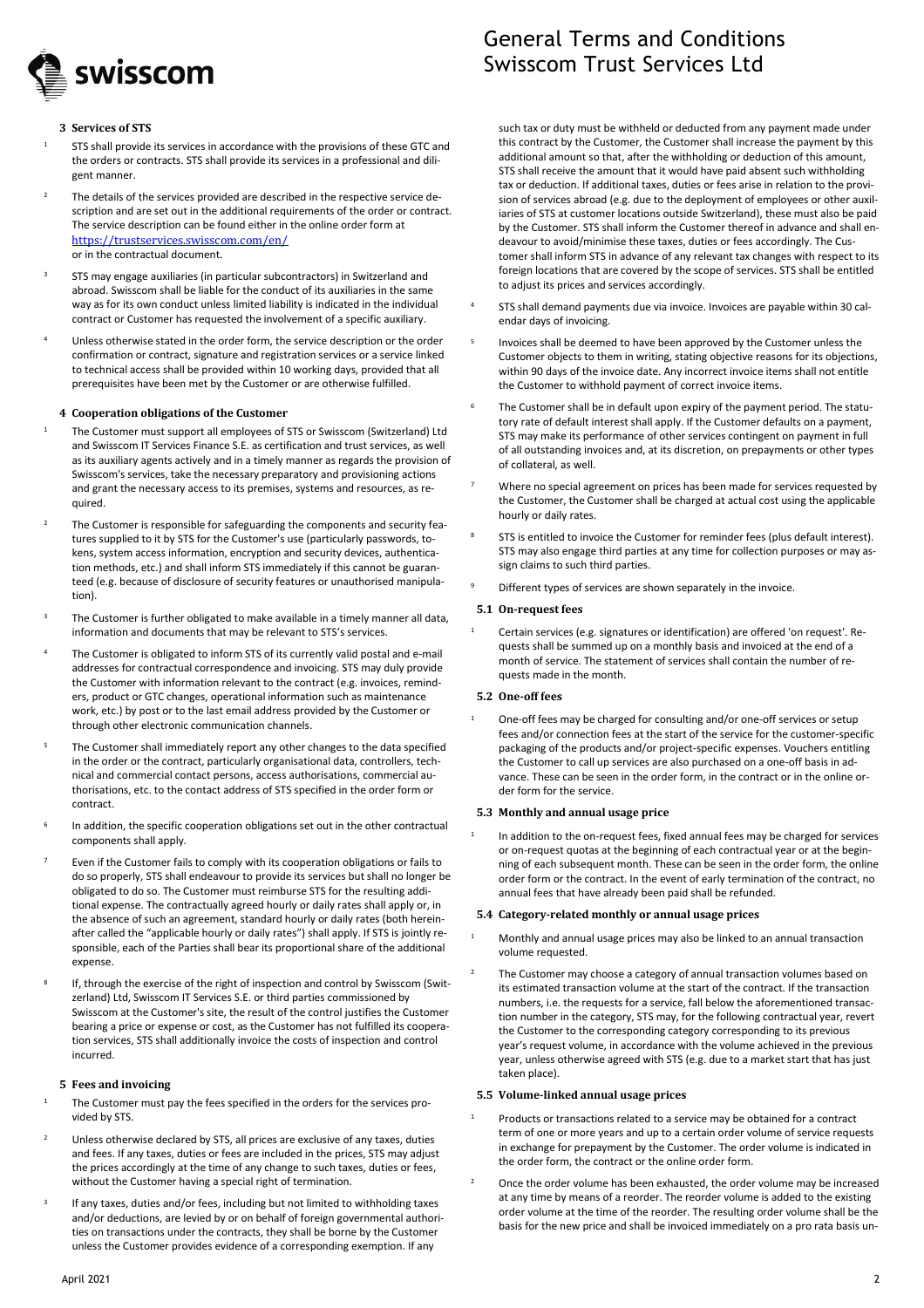## 3 Services of STS

[1] STS shall provide its services in accordance with the provisions of these GTC and the orders or contracts. STS shall provide its services in a professional and diligent manner.

[2] The details of the services provided are described in the respective service description and are set out in the additional requirements of the order or contract. The service description can be found either in the online order form at https://trustservices.swisscom.com/en/ or in the contractual document.

[3] STS may engage auxiliaries (in particular subcontractors) in Switzerland and abroad. Swisscom shall be liable for the conduct of its auxiliaries in the same way as for its own conduct unless limited liability is indicated in the individual contract or Customer has requested the involvement of a specific auxiliary.

[4] Unless otherwise stated in the order form, the service description or the order confirmation or contract, signature and registration services or a service linked to technical access shall be provided within 10 working days, provided that all prerequisites have been met by the Customer or are otherwise fulfilled.

## 4 Cooperation obligations of the Customer

[1] The Customer must support all employees of STS or Swisscom (Switzerland) Ltd and Swisscom IT Services Finance S.E. as certification and trust services, as well as its auxiliary agents actively and in a timely manner as regards the provision of Swisscom's services, take the necessary preparatory and provisioning actions and grant the necessary access to its premises, systems and resources, as required.

[2] The Customer is responsible for safeguarding the components and security features supplied to it by STS for the Customer's use (particularly passwords, tokens, system access information, encryption and security devices, authentication methods, etc.) and shall inform STS immediately if this cannot be guaranteed (e.g. because of disclosure of security features or unauthorised manipulation).

[3] The Customer is further obligated to make available in a timely manner all data, information and documents that may be relevant to STS's services.

[4] The Customer is obligated to inform STS of its currently valid postal and e-mail addresses for contractual correspondence and invoicing. STS may duly provide the Customer with information relevant to the contract (e.g. invoices, reminders, product or GTC changes, operational information such as maintenance work, etc.) by post or to the last email address provided by the Customer or through other electronic communication channels.

[5] The Customer shall immediately report any other changes to the data specified in the order or the contract, particularly organisational data, controllers, technical and commercial contact persons, access authorisations, commercial authorisations, etc. to the contact address of STS specified in the order form or contract.

[6] In addition, the specific cooperation obligations set out in the other contractual components shall apply.

[7] Even if the Customer fails to comply with its cooperation obligations or fails to do so properly, STS shall endeavour to provide its services but shall no longer be obligated to do so. The Customer must reimburse STS for the resulting additional expense. The contractually agreed hourly or daily rates shall apply or, in the absence of such an agreement, standard hourly or daily rates (both hereinafter called the "applicable hourly or daily rates") shall apply. If STS is jointly responsible, each of the Parties shall bear its proportional share of the additional expense.

[8] If, through the exercise of the right of inspection and control by Swisscom (Switzerland) Ltd, Swisscom IT Services S.E. or third parties commissioned by Swisscom at the Customer's site, the result of the control justifies the Customer bearing a price or expense or cost, as the Customer has not fulfilled its cooperation services, STS shall additionally invoice the costs of inspection and control incurred.

## 5 Fees and invoicing

[1] The Customer must pay the fees specified in the orders for the services provided by STS.

[2] Unless otherwise declared by STS, all prices are exclusive of any taxes, duties and fees. If any taxes, duties or fees are included in the prices, STS may adjust the prices accordingly at the time of any change to such taxes, duties or fees, without the Customer having a special right of termination.

[3] If any taxes, duties and/or fees, including but not limited to withholding taxes and/or deductions, are levied by or on behalf of foreign governmental authorities on transactions under the contracts, they shall be borne by the Customer unless the Customer provides evidence of a corresponding exemption. If any such tax or duty must be withheld or deducted from any payment made under this contract by the Customer, the Customer shall increase the payment by this additional amount so that, after the withholding or deduction of this amount, STS shall receive the amount that it would have paid absent such withholding tax or deduction. If additional taxes, duties or fees arise in relation to the provision of services abroad (e.g. due to the deployment of employees or other auxiliaries of STS at customer locations outside Switzerland), these must also be paid by the Customer. STS shall inform the Customer thereof in advance and shall endeavour to avoid/minimise these taxes, duties or fees accordingly. The Customer shall inform STS in advance of any relevant tax changes with respect to its foreign locations that are covered by the scope of services. STS shall be entitled to adjust its prices and services accordingly.

[4] STS shall demand payments due via invoice. Invoices are payable within 30 calendar days of invoicing.

[5] Invoices shall be deemed to have been approved by the Customer unless the Customer objects to them in writing, stating objective reasons for its objections, within 90 days of the invoice date. Any incorrect invoice items shall not entitle the Customer to withhold payment of correct invoice items.

[6] The Customer shall be in default upon expiry of the payment period. The statutory rate of default interest shall apply. If the Customer defaults on a payment, STS may make its performance of other services contingent on payment in full of all outstanding invoices and, at its discretion, on prepayments or other types of collateral, as well.

[7] Where no special agreement on prices has been made for services requested by the Customer, the Customer shall be charged at actual cost using the applicable hourly or daily rates.

[8] STS is entitled to invoice the Customer for reminder fees (plus default interest). STS may also engage third parties at any time for collection purposes or may assign claims to such third parties.

[9] Different types of services are shown separately in the invoice.

### 5.1 On-request fees

[1] Certain services (e.g. signatures or identification) are offered 'on request'. Requests shall be summed up on a monthly basis and invoiced at the end of a month of service. The statement of services shall contain the number of requests made in the month.

### 5.2 One-off fees

[1] One-off fees may be charged for consulting and/or one-off services or setup fees and/or connection fees at the start of the service for the customer-specific packaging of the products and/or project-specific expenses. Vouchers entitling the Customer to call up services are also purchased on a one-off basis in advance. These can be seen in the order form, in the contract or in the online order form for the service.

### 5.3 Monthly and annual usage price

[1] In addition to the on-request fees, fixed annual fees may be charged for services or on-request quotas at the beginning of each contractual year or at the beginning of each subsequent month. These can be seen in the order form, the online order form or the contract. In the event of early termination of the contract, no annual fees that have already been paid shall be refunded.

### 5.4 Category-related monthly or annual usage prices

[1] Monthly and annual usage prices may also be linked to an annual transaction volume requested.

[2] The Customer may choose a category of annual transaction volumes based on its estimated transaction volume at the start of the contract. If the transaction numbers, i.e. the requests for a service, fall below the aforementioned transaction number in the category, STS may, for the following contractual year, revert the Customer to the corresponding category corresponding to its previous year's request volume, in accordance with the volume achieved in the previous year, unless otherwise agreed with STS (e.g. due to a market start that has just taken place).

### 5.5 Volume-linked annual usage prices

[1] Products or transactions related to a service may be obtained for a contract term of one or more years and up to a certain order volume of service requests in exchange for prepayment by the Customer. The order volume is indicated in the order form, the contract or the online order form.

[2] Once the order volume has been exhausted, the order volume may be increased at any time by means of a reorder. The reorder volume is added to the existing order volume at the time of the reorder. The resulting order volume shall be the basis for the new price and shall be invoiced immediately on a pro rata basis un-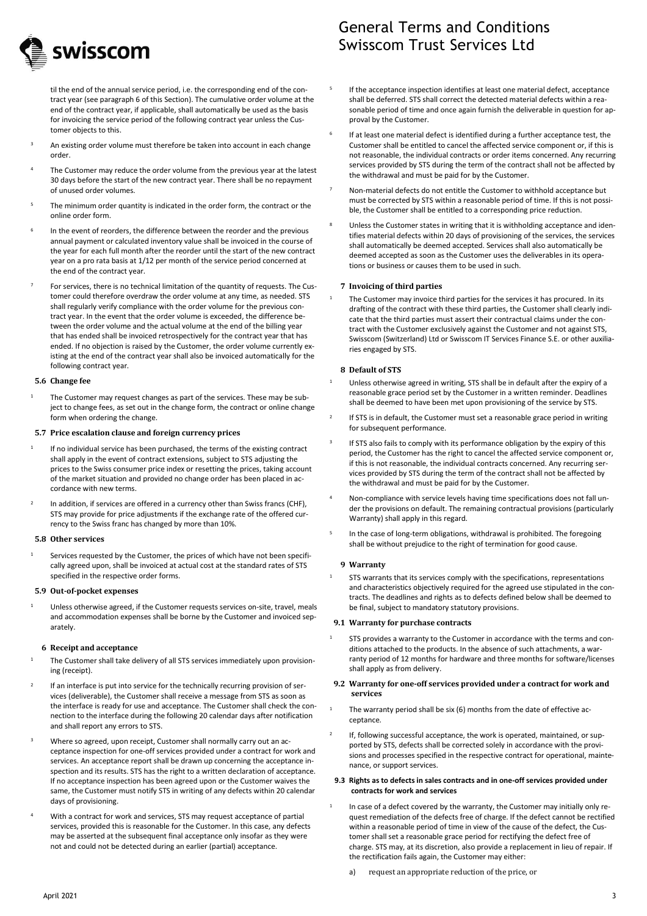til the end of the annual service period, i.e. the corresponding end of the contract year (see paragraph 6 of this Section). The cumulative order volume at the end of the contract year, if applicable, shall automatically be used as the basis for invoicing the service period of the following contract year unless the Customer objects to this.

[3] An existing order volume must therefore be taken into account in each change order.

[4] The Customer may reduce the order volume from the previous year at the latest 30 days before the start of the new contract year. There shall be no repayment of unused order volumes.

[5] The minimum order quantity is indicated in the order form, the contract or the online order form.

[6] In the event of reorders, the difference between the reorder and the previous annual payment or calculated inventory value shall be invoiced in the course of the year for each full month after the reorder until the start of the new contract year on a pro rata basis at 1/12 per month of the service period concerned at the end of the contract year.

[7] For services, there is no technical limitation of the quantity of requests. The Customer could therefore overdraw the order volume at any time, as needed. STS shall regularly verify compliance with the order volume for the previous contract year. In the event that the order volume is exceeded, the difference between the order volume and the actual volume at the end of the billing year that has ended shall be invoiced retrospectively for the contract year that has ended. If no objection is raised by the Customer, the order volume currently existing at the end of the contract year shall also be invoiced automatically for the following contract year.

### 5.6 Change fee

[1] The Customer may request changes as part of the services. These may be subject to change fees, as set out in the change form, the contract or online change form when ordering the change.

### 5.7 Price escalation clause and foreign currency prices

[1] If no individual service has been purchased, the terms of the existing contract shall apply in the event of contract extensions, subject to STS adjusting the prices to the Swiss consumer price index or resetting the prices, taking account of the market situation and provided no change order has been placed in accordance with new terms.

[2] In addition, if services are offered in a currency other than Swiss francs (CHF), STS may provide for price adjustments if the exchange rate of the offered currency to the Swiss franc has changed by more than 10%.

### 5.8 Other services

[1] Services requested by the Customer, the prices of which have not been specifically agreed upon, shall be invoiced at actual cost at the standard rates of STS specified in the respective order forms.

### 5.9 Out-of-pocket expenses

[1] Unless otherwise agreed, if the Customer requests services on-site, travel, meals and accommodation expenses shall be borne by the Customer and invoiced separately.

## 6 Receipt and acceptance

[1] The Customer shall take delivery of all STS services immediately upon provisioning (receipt).

[2] If an interface is put into service for the technically recurring provision of services (deliverable), the Customer shall receive a message from STS as soon as the interface is ready for use and acceptance. The Customer shall check the connection to the interface during the following 20 calendar days after notification and shall report any errors to STS.

[3] Where so agreed, upon receipt, Customer shall normally carry out an acceptance inspection for one-off services provided under a contract for work and services. An acceptance report shall be drawn up concerning the acceptance inspection and its results. STS has the right to a written declaration of acceptance. If no acceptance inspection has been agreed upon or the Customer waives the same, the Customer must notify STS in writing of any defects within 20 calendar days of provisioning.

[4] With a contract for work and services, STS may request acceptance of partial services, provided this is reasonable for the Customer. In this case, any defects may be asserted at the subsequent final acceptance only insofar as they were not and could not be detected during an earlier (partial) acceptance.

[5] If the acceptance inspection identifies at least one material defect, acceptance shall be deferred. STS shall correct the detected material defects within a reasonable period of time and once again furnish the deliverable in question for approval by the Customer.

[6] If at least one material defect is identified during a further acceptance test, the Customer shall be entitled to cancel the affected service component or, if this is not reasonable, the individual contracts or order items concerned. Any recurring services provided by STS during the term of the contract shall not be affected by the withdrawal and must be paid for by the Customer.

[7] Non-material defects do not entitle the Customer to withhold acceptance but must be corrected by STS within a reasonable period of time. If this is not possible, the Customer shall be entitled to a corresponding price reduction.

[8] Unless the Customer states in writing that it is withholding acceptance and identifies material defects within 20 days of provisioning of the services, the services shall automatically be deemed accepted. Services shall also automatically be deemed accepted as soon as the Customer uses the deliverables in its operations or business or causes them to be used in such.

## 7 Invoicing of third parties

[1] The Customer may invoice third parties for the services it has procured. In its drafting of the contract with these third parties, the Customer shall clearly indicate that the third parties must assert their contractual claims under the contract with the Customer exclusively against the Customer and not against STS, Swisscom (Switzerland) Ltd or Swisscom IT Services Finance S.E. or other auxiliaries engaged by STS.

## 8 Default of STS

[1] Unless otherwise agreed in writing, STS shall be in default after the expiry of a reasonable grace period set by the Customer in a written reminder. Deadlines shall be deemed to have been met upon provisioning of the service by STS.

[2] If STS is in default, the Customer must set a reasonable grace period in writing for subsequent performance.

[3] If STS also fails to comply with its performance obligation by the expiry of this period, the Customer has the right to cancel the affected service component or, if this is not reasonable, the individual contracts concerned. Any recurring services provided by STS during the term of the contract shall not be affected by the withdrawal and must be paid for by the Customer.

[4] Non-compliance with service levels having time specifications does not fall under the provisions on default. The remaining contractual provisions (particularly Warranty) shall apply in this regard.

[5] In the case of long-term obligations, withdrawal is prohibited. The foregoing shall be without prejudice to the right of termination for good cause.

## 9 Warranty

[1] STS warrants that its services comply with the specifications, representations and characteristics objectively required for the agreed use stipulated in the contracts. The deadlines and rights as to defects defined below shall be deemed to be final, subject to mandatory statutory provisions.

### 9.1 Warranty for purchase contracts

[1] STS provides a warranty to the Customer in accordance with the terms and conditions attached to the products. In the absence of such attachments, a warranty period of 12 months for hardware and three months for software/licenses shall apply as from delivery.

### 9.2 Warranty for one-off services provided under a contract for work and services

[1] The warranty period shall be six (6) months from the date of effective acceptance.

[2] If, following successful acceptance, the work is operated, maintained, or supported by STS, defects shall be corrected solely in accordance with the provisions and processes specified in the respective contract for operational, maintenance, or support services.

### 9.3 Rights as to defects in sales contracts and in one-off services provided under contracts for work and services

[1] In case of a defect covered by the warranty, the Customer may initially only request remediation of the defects free of charge. If the defect cannot be rectified within a reasonable period of time in view of the cause of the defect, the Customer shall set a reasonable grace period for rectifying the defect free of charge. STS may, at its discretion, also provide a replacement in lieu of repair. If the rectification fails again, the Customer may either:

a) request an appropriate reduction of the price, or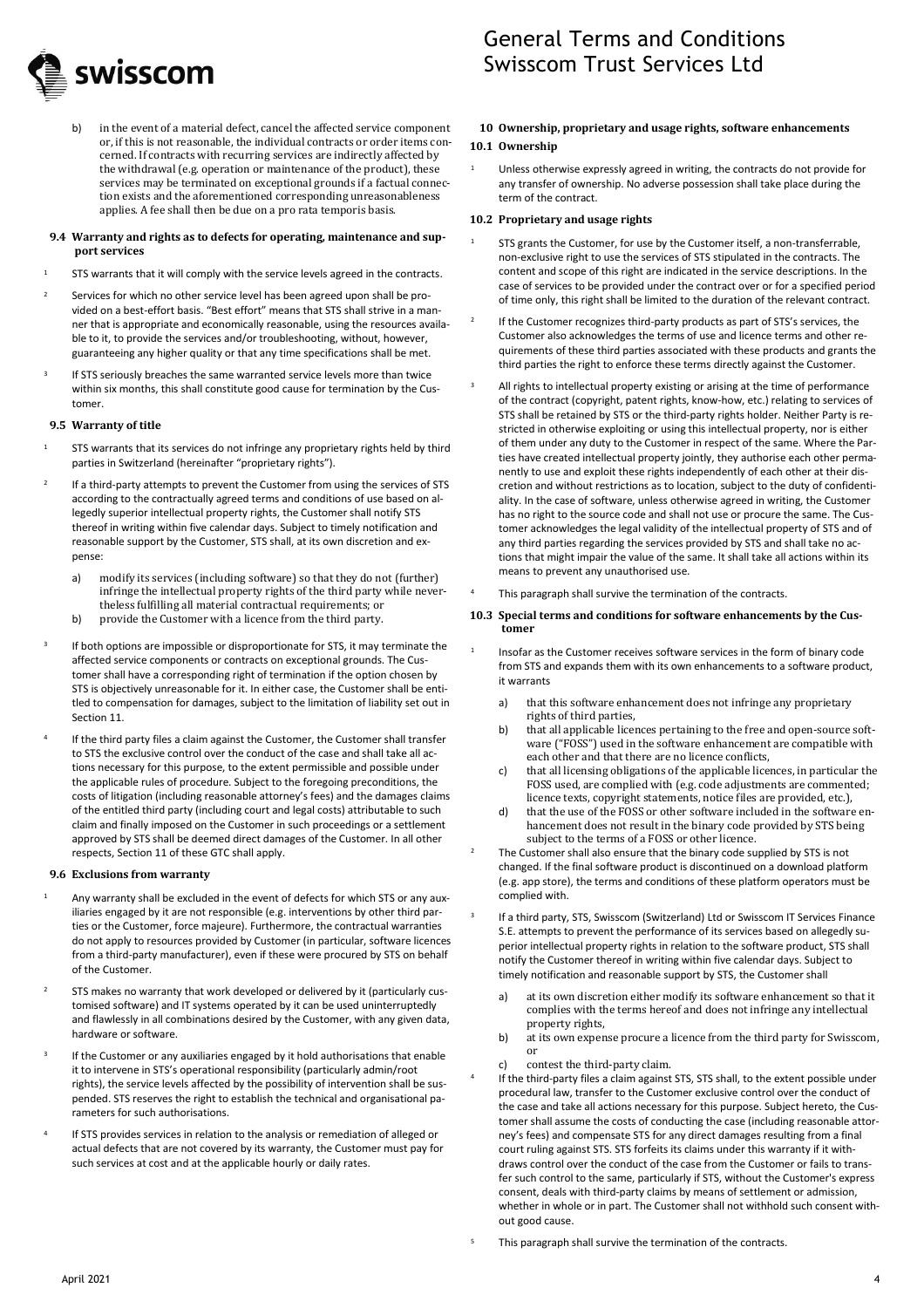b) in the event of a material defect, cancel the affected service component or, if this is not reasonable, the individual contracts or order items concerned. If contracts with recurring services are indirectly affected by the withdrawal (e.g. operation or maintenance of the product), these services may be terminated on exceptional grounds if a factual connection exists and the aforementioned corresponding unreasonableness applies. A fee shall then be due on a pro rata temporis basis.

### 9.4 Warranty and rights as to defects for operating, maintenance and support services

1 STS warrants that it will comply with the service levels agreed in the contracts.

2 Services for which no other service level has been agreed upon shall be provided on a best-effort basis. "Best effort" means that STS shall strive in a manner that is appropriate and economically reasonable, using the resources available to it, to provide the services and/or troubleshooting, without, however, guaranteeing any higher quality or that any time specifications shall be met.

3 If STS seriously breaches the same warranted service levels more than twice within six months, this shall constitute good cause for termination by the Customer.

### 9.5 Warranty of title

1 STS warrants that its services do not infringe any proprietary rights held by third parties in Switzerland (hereinafter "proprietary rights").

2 If a third-party attempts to prevent the Customer from using the services of STS according to the contractually agreed terms and conditions of use based on allegedly superior intellectual property rights, the Customer shall notify STS thereof in writing within five calendar days. Subject to timely notification and reasonable support by the Customer, STS shall, at its own discretion and expense:

a) modify its services (including software) so that they do not (further) infringe the intellectual property rights of the third party while nevertheless fulfilling all material contractual requirements; or
b) provide the Customer with a licence from the third party.

3 If both options are impossible or disproportionate for STS, it may terminate the affected service components or contracts on exceptional grounds. The Customer shall have a corresponding right of termination if the option chosen by STS is objectively unreasonable for it. In either case, the Customer shall be entitled to compensation for damages, subject to the limitation of liability set out in Section 11.

4 If the third party files a claim against the Customer, the Customer shall transfer to STS the exclusive control over the conduct of the case and shall take all actions necessary for this purpose, to the extent permissible and possible under the applicable rules of procedure. Subject to the foregoing preconditions, the costs of litigation (including reasonable attorney's fees) and the damages claims of the entitled third party (including court and legal costs) attributable to such claim and finally imposed on the Customer in such proceedings or a settlement approved by STS shall be deemed direct damages of the Customer. In all other respects, Section 11 of these GTC shall apply.

### 9.6 Exclusions from warranty

1 Any warranty shall be excluded in the event of defects for which STS or any auxiliaries engaged by it are not responsible (e.g. interventions by other third parties or the Customer, force majeure). Furthermore, the contractual warranties do not apply to resources provided by Customer (in particular, software licences from a third-party manufacturer), even if these were procured by STS on behalf of the Customer.

2 STS makes no warranty that work developed or delivered by it (particularly customised software) and IT systems operated by it can be used uninterruptedly and flawlessly in all combinations desired by the Customer, with any given data, hardware or software.

3 If the Customer or any auxiliaries engaged by it hold authorisations that enable it to intervene in STS's operational responsibility (particularly admin/root rights), the service levels affected by the possibility of intervention shall be suspended. STS reserves the right to establish the technical and organisational parameters for such authorisations.

4 If STS provides services in relation to the analysis or remediation of alleged or actual defects that are not covered by its warranty, the Customer must pay for such services at cost and at the applicable hourly or daily rates.

## 10 Ownership, proprietary and usage rights, software enhancements

### 10.1 Ownership

1 Unless otherwise expressly agreed in writing, the contracts do not provide for any transfer of ownership. No adverse possession shall take place during the term of the contract.

### 10.2 Proprietary and usage rights

1 STS grants the Customer, for use by the Customer itself, a non-transferrable, non-exclusive right to use the services of STS stipulated in the contracts. The content and scope of this right are indicated in the service descriptions. In the case of services to be provided under the contract over or for a specified period of time only, this right shall be limited to the duration of the relevant contract.

2 If the Customer recognizes third-party products as part of STS's services, the Customer also acknowledges the terms of use and licence terms and other requirements of these third parties associated with these products and grants the third parties the right to enforce these terms directly against the Customer.

3 All rights to intellectual property existing or arising at the time of performance of the contract (copyright, patent rights, know-how, etc.) relating to services of STS shall be retained by STS or the third-party rights holder. Neither Party is restricted in otherwise exploiting or using this intellectual property, nor is either of them under any duty to the Customer in respect of the same. Where the Parties have created intellectual property jointly, they authorise each other permanently to use and exploit these rights independently of each other at their discretion and without restrictions as to location, subject to the duty of confidentiality. In the case of software, unless otherwise agreed in writing, the Customer has no right to the source code and shall not use or procure the same. The Customer acknowledges the legal validity of the intellectual property of STS and of any third parties regarding the services provided by STS and shall take no actions that might impair the value of the same. It shall take all actions within its means to prevent any unauthorised use.

4 This paragraph shall survive the termination of the contracts.

### 10.3 Special terms and conditions for software enhancements by the Customer

1 Insofar as the Customer receives software services in the form of binary code from STS and expands them with its own enhancements to a software product, it warrants

a) that this software enhancement does not infringe any proprietary rights of third parties,
b) that all applicable licences pertaining to the free and open-source software ("FOSS") used in the software enhancement are compatible with each other and that there are no licence conflicts,
c) that all licensing obligations of the applicable licences, in particular the FOSS used, are complied with (e.g. code adjustments are commented; licence texts, copyright statements, notice files are provided, etc.),
d) that the use of the FOSS or other software included in the software enhancement does not result in the binary code provided by STS being subject to the terms of a FOSS or other licence.

2 The Customer shall also ensure that the binary code supplied by STS is not changed. If the final software product is discontinued on a download platform (e.g. app store), the terms and conditions of these platform operators must be complied with.

3 If a third party, STS, Swisscom (Switzerland) Ltd or Swisscom IT Services Finance S.E. attempts to prevent the performance of its services based on allegedly superior intellectual property rights in relation to the software product, STS shall notify the Customer thereof in writing within five calendar days. Subject to timely notification and reasonable support by STS, the Customer shall

a) at its own discretion either modify its software enhancement so that it complies with the terms hereof and does not infringe any intellectual property rights,
b) at its own expense procure a licence from the third party for Swisscom, or
c) contest the third-party claim.

4 If the third-party files a claim against STS, STS shall, to the extent possible under procedural law, transfer to the Customer exclusive control over the conduct of the case and take all actions necessary for this purpose. Subject hereto, the Customer shall assume the costs of conducting the case (including reasonable attorney's fees) and compensate STS for any direct damages resulting from a final court ruling against STS. STS forfeits its claims under this warranty if it withdraws control over the conduct of the case from the Customer or fails to transfer such control to the same, particularly if STS, without the Customer's express consent, deals with third-party claims by means of settlement or admission, whether in whole or in part. The Customer shall not withhold such consent without good cause.

5 This paragraph shall survive the termination of the contracts.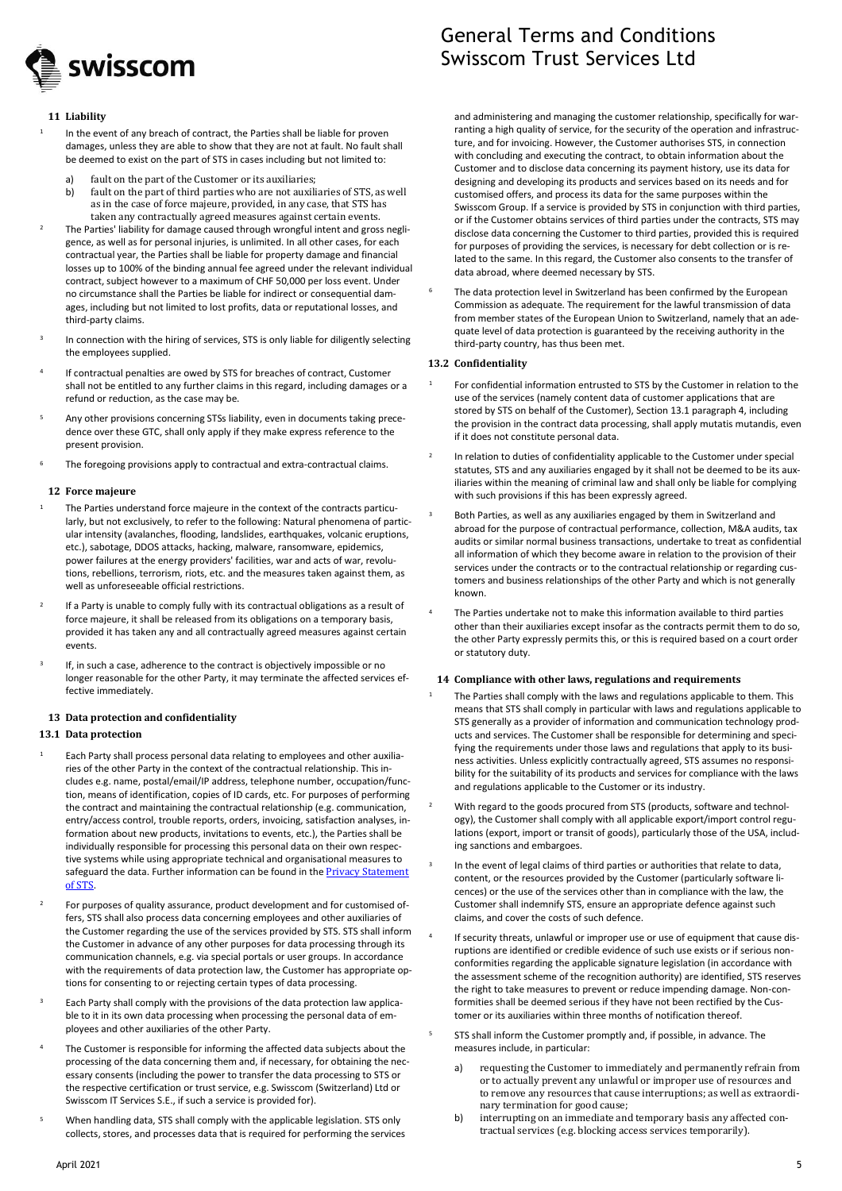## 11 Liability

[1] In the event of any breach of contract, the Parties shall be liable for proven damages, unless they are able to show that they are not at fault. No fault shall be deemed to exist on the part of STS in cases including but not limited to:

a) fault on the part of the Customer or its auxiliaries;
b) fault on the part of third parties who are not auxiliaries of STS, as well as in the case of force majeure, provided, in any case, that STS has taken any contractually agreed measures against certain events.

[2] The Parties' liability for damage caused through wrongful intent and gross negligence, as well as for personal injuries, is unlimited. In all other cases, for each contractual year, the Parties shall be liable for property damage and financial losses up to 100% of the binding annual fee agreed under the relevant individual contract, subject however to a maximum of CHF 50,000 per loss event. Under no circumstance shall the Parties be liable for indirect or consequential damages, including but not limited to lost profits, data or reputational losses, and third-party claims.

[3] In connection with the hiring of services, STS is only liable for diligently selecting the employees supplied.

[4] If contractual penalties are owed by STS for breaches of contract, Customer shall not be entitled to any further claims in this regard, including damages or a refund or reduction, as the case may be.

[5] Any other provisions concerning STSs liability, even in documents taking precedence over these GTC, shall only apply if they make express reference to the present provision.

[6] The foregoing provisions apply to contractual and extra-contractual claims.

## 12 Force majeure

[1] The Parties understand force majeure in the context of the contracts particularly, but not exclusively, to refer to the following: Natural phenomena of particular intensity (avalanches, flooding, landslides, earthquakes, volcanic eruptions, etc.), sabotage, DDOS attacks, hacking, malware, ransomware, epidemics, power failures at the energy providers' facilities, war and acts of war, revolutions, rebellions, terrorism, riots, etc. and the measures taken against them, as well as unforeseeable official restrictions.

[2] If a Party is unable to comply fully with its contractual obligations as a result of force majeure, it shall be released from its obligations on a temporary basis, provided it has taken any and all contractually agreed measures against certain events.

[3] If, in such a case, adherence to the contract is objectively impossible or no longer reasonable for the other Party, it may terminate the affected services effective immediately.

## 13 Data protection and confidentiality

### 13.1 Data protection

[1] Each Party shall process personal data relating to employees and other auxiliaries of the other Party in the context of the contractual relationship. This includes e.g. name, postal/email/IP address, telephone number, occupation/function, means of identification, copies of ID cards, etc. For purposes of performing the contract and maintaining the contractual relationship (e.g. communication, entry/access control, trouble reports, orders, invoicing, satisfaction analyses, information about new products, invitations to events, etc.), the Parties shall be individually responsible for processing this personal data on their own respective systems while using appropriate technical and organisational measures to safeguard the data. Further information can be found in the Privacy Statement of STS.

[2] For purposes of quality assurance, product development and for customised offers, STS shall also process data concerning employees and other auxiliaries of the Customer regarding the use of the services provided by STS. STS shall inform the Customer in advance of any other purposes for data processing through its communication channels, e.g. via special portals or user groups. In accordance with the requirements of data protection law, the Customer has appropriate options for consenting to or rejecting certain types of data processing.

[3] Each Party shall comply with the provisions of the data protection law applicable to it in its own data processing when processing the personal data of employees and other auxiliaries of the other Party.

[4] The Customer is responsible for informing the affected data subjects about the processing of the data concerning them and, if necessary, for obtaining the necessary consents (including the power to transfer the data processing to STS or the respective certification or trust service, e.g. Swisscom (Switzerland) Ltd or Swisscom IT Services S.E., if such a service is provided for).

[5] When handling data, STS shall comply with the applicable legislation. STS only collects, stores, and processes data that is required for performing the services and administering and managing the customer relationship, specifically for warranting a high quality of service, for the security of the operation and infrastructure, and for invoicing. However, the Customer authorises STS, in connection with concluding and executing the contract, to obtain information about the Customer and to disclose data concerning its payment history, use its data for designing and developing its products and services based on its needs and for customised offers, and process its data for the same purposes within the Swisscom Group. If a service is provided by STS in conjunction with third parties, or if the Customer obtains services of third parties under the contracts, STS may disclose data concerning the Customer to third parties, provided this is required for purposes of providing the services, is necessary for debt collection or is related to the same. In this regard, the Customer also consents to the transfer of data abroad, where deemed necessary by STS.

[6] The data protection level in Switzerland has been confirmed by the European Commission as adequate. The requirement for the lawful transmission of data from member states of the European Union to Switzerland, namely that an adequate level of data protection is guaranteed by the receiving authority in the third-party country, has thus been met.

### 13.2 Confidentiality

[1] For confidential information entrusted to STS by the Customer in relation to the use of the services (namely content data of customer applications that are stored by STS on behalf of the Customer), Section 13.1 paragraph 4, including the provision in the contract data processing, shall apply mutatis mutandis, even if it does not constitute personal data.

[2] In relation to duties of confidentiality applicable to the Customer under special statutes, STS and any auxiliaries engaged by it shall not be deemed to be its auxiliaries within the meaning of criminal law and shall only be liable for complying with such provisions if this has been expressly agreed.

[3] Both Parties, as well as any auxiliaries engaged by them in Switzerland and abroad for the purpose of contractual performance, collection, M&A audits, tax audits or similar normal business transactions, undertake to treat as confidential all information of which they become aware in relation to the provision of their services under the contracts or to the contractual relationship or regarding customers and business relationships of the other Party and which is not generally known.

[4] The Parties undertake not to make this information available to third parties other than their auxiliaries except insofar as the contracts permit them to do so, the other Party expressly permits this, or this is required based on a court order or statutory duty.

## 14 Compliance with other laws, regulations and requirements

[1] The Parties shall comply with the laws and regulations applicable to them. This means that STS shall comply in particular with laws and regulations applicable to STS generally as a provider of information and communication technology products and services. The Customer shall be responsible for determining and specifying the requirements under those laws and regulations that apply to its business activities. Unless explicitly contractually agreed, STS assumes no responsibility for the suitability of its products and services for compliance with the laws and regulations applicable to the Customer or its industry.

[2] With regard to the goods procured from STS (products, software and technology), the Customer shall comply with all applicable export/import control regulations (export, import or transit of goods), particularly those of the USA, including sanctions and embargoes.

[3] In the event of legal claims of third parties or authorities that relate to data, content, or the resources provided by the Customer (particularly software licences) or the use of the services other than in compliance with the law, the Customer shall indemnify STS, ensure an appropriate defence against such claims, and cover the costs of such defence.

[4] If security threats, unlawful or improper use or use of equipment that cause disruptions are identified or credible evidence of such use exists or if serious nonconformities regarding the applicable signature legislation (in accordance with the assessment scheme of the recognition authority) are identified, STS reserves the right to take measures to prevent or reduce impending damage. Non-conformities shall be deemed serious if they have not been rectified by the Customer or its auxiliaries within three months of notification thereof.

[5] STS shall inform the Customer promptly and, if possible, in advance. The measures include, in particular:

a) requesting the Customer to immediately and permanently refrain from or to actually prevent any unlawful or improper use of resources and to remove any resources that cause interruptions; as well as extraordinary termination for good cause;
b) interrupting on an immediate and temporary basis any affected contractual services (e.g. blocking access services temporarily).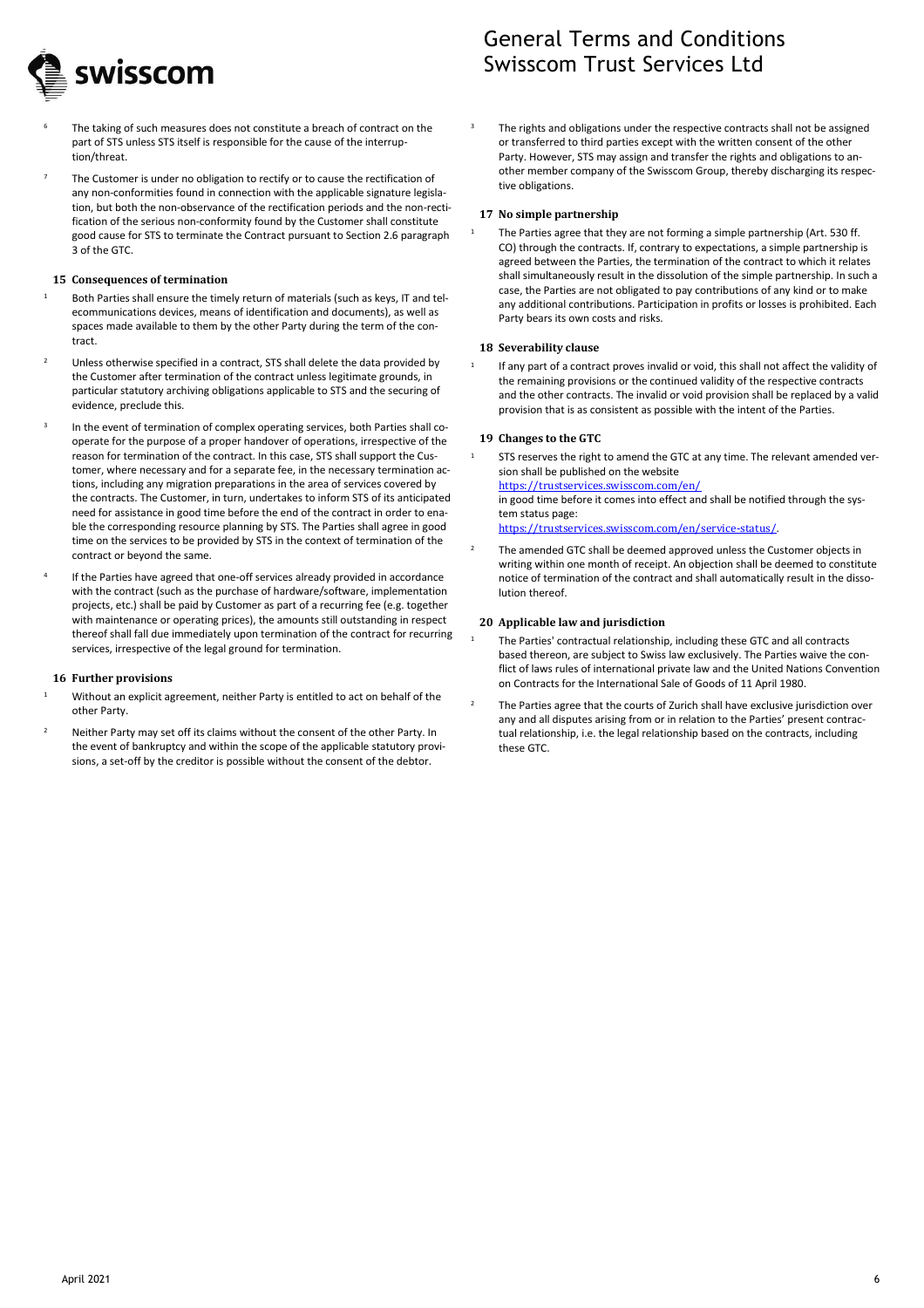[6] The taking of such measures does not constitute a breach of contract on the part of STS unless STS itself is responsible for the cause of the interruption/threat.

[7] The Customer is under no obligation to rectify or to cause the rectification of any non-conformities found in connection with the applicable signature legislation, but both the non-observance of the rectification periods and the non-rectification of the serious non-conformity found by the Customer shall constitute good cause for STS to terminate the Contract pursuant to Section 2.6 paragraph 3 of the GTC.

## 15 Consequences of termination

[1] Both Parties shall ensure the timely return of materials (such as keys, IT and telecommunications devices, means of identification and documents), as well as spaces made available to them by the other Party during the term of the contract.

[2] Unless otherwise specified in a contract, STS shall delete the data provided by the Customer after termination of the contract unless legitimate grounds, in particular statutory archiving obligations applicable to STS and the securing of evidence, preclude this.

[3] In the event of termination of complex operating services, both Parties shall co-operate for the purpose of a proper handover of operations, irrespective of the reason for termination of the contract. In this case, STS shall support the Customer, where necessary and for a separate fee, in the necessary termination actions, including any migration preparations in the area of services covered by the contracts. The Customer, in turn, undertakes to inform STS of its anticipated need for assistance in good time before the end of the contract in order to enable the corresponding resource planning by STS. The Parties shall agree in good time on the services to be provided by STS in the context of termination of the contract or beyond the same.

[4] If the Parties have agreed that one-off services already provided in accordance with the contract (such as the purchase of hardware/software, implementation projects, etc.) shall be paid by Customer as part of a recurring fee (e.g. together with maintenance or operating prices), the amounts still outstanding in respect thereof shall fall due immediately upon termination of the contract for recurring services, irrespective of the legal ground for termination.

## 16 Further provisions

[1] Without an explicit agreement, neither Party is entitled to act on behalf of the other Party.

[2] Neither Party may set off its claims without the consent of the other Party. In the event of bankruptcy and within the scope of the applicable statutory provisions, a set-off by the creditor is possible without the consent of the debtor.

[3] The rights and obligations under the respective contracts shall not be assigned or transferred to third parties except with the written consent of the other Party. However, STS may assign and transfer the rights and obligations to another member company of the Swisscom Group, thereby discharging its respective obligations.

## 17 No simple partnership

[1] The Parties agree that they are not forming a simple partnership (Art. 530 ff. CO) through the contracts. If, contrary to expectations, a simple partnership is agreed between the Parties, the termination of the contract to which it relates shall simultaneously result in the dissolution of the simple partnership. In such a case, the Parties are not obligated to pay contributions of any kind or to make any additional contributions. Participation in profits or losses is prohibited. Each Party bears its own costs and risks.

## 18 Severability clause

[1] If any part of a contract proves invalid or void, this shall not affect the validity of the remaining provisions or the continued validity of the respective contracts and the other contracts. The invalid or void provision shall be replaced by a valid provision that is as consistent as possible with the intent of the Parties.

## 19 Changes to the GTC

[1] STS reserves the right to amend the GTC at any time. The relevant amended version shall be published on the website
https://trustservices.swisscom.com/en/
in good time before it comes into effect and shall be notified through the system status page:
https://trustservices.swisscom.com/en/service-status/.

[2] The amended GTC shall be deemed approved unless the Customer objects in writing within one month of receipt. An objection shall be deemed to constitute notice of termination of the contract and shall automatically result in the dissolution thereof.

## 20 Applicable law and jurisdiction

[1] The Parties' contractual relationship, including these GTC and all contracts based thereon, are subject to Swiss law exclusively. The Parties waive the conflict of laws rules of international private law and the United Nations Convention on Contracts for the International Sale of Goods of 11 April 1980.

[2] The Parties agree that the courts of Zurich shall have exclusive jurisdiction over any and all disputes arising from or in relation to the Parties' present contractual relationship, i.e. the legal relationship based on the contracts, including these GTC.